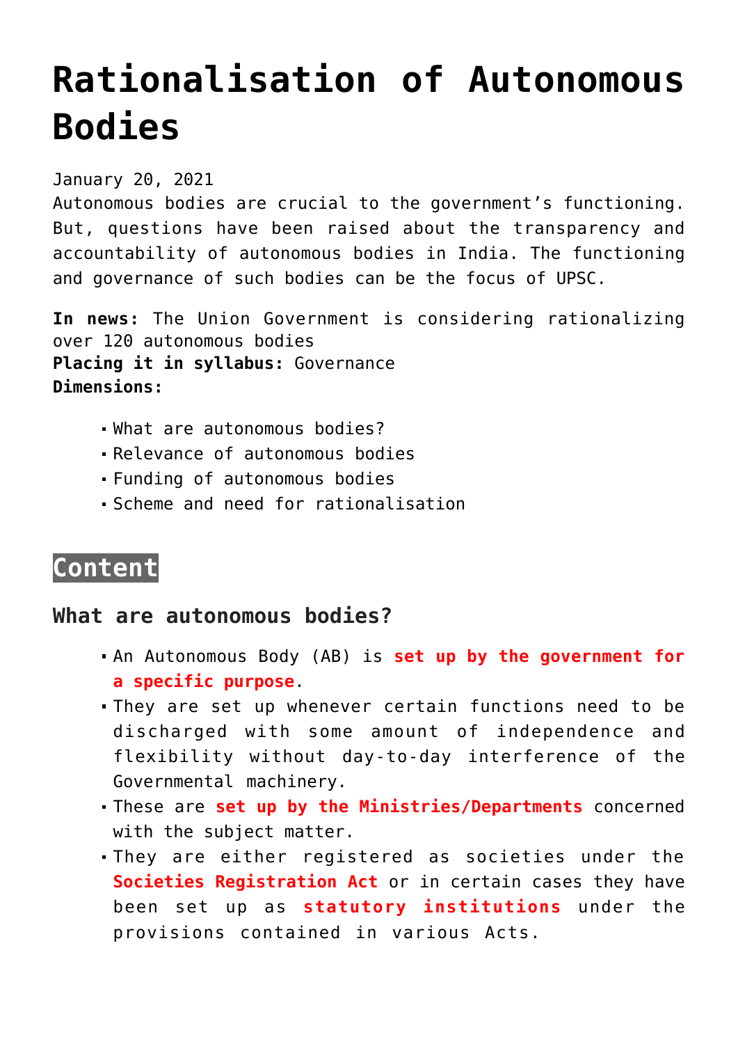# Rationalisation of Autonomous Bodies

January 20, 2021

Autonomous bodies are crucial to the government's functioning. But, questions have been raised about the transparency and accountability of autonomous bodies in India. The functioning and governance of such bodies can be the focus of UPSC.

**In news:** The Union Government is considering rationalizing over 120 autonomous bodies
**Placing it in syllabus:** Governance
**Dimensions:**

- What are autonomous bodies?
- Relevance of autonomous bodies
- Funding of autonomous bodies
- Scheme and need for rationalisation

## Content

### What are autonomous bodies?

- An Autonomous Body (AB) is **set up by the government for a specific purpose**.
- They are set up whenever certain functions need to be discharged with some amount of independence and flexibility without day-to-day interference of the Governmental machinery.
- These are **set up by the Ministries/Departments** concerned with the subject matter.
- They are either registered as societies under the **Societies Registration Act** or in certain cases they have been set up as **statutory institutions** under the provisions contained in various Acts.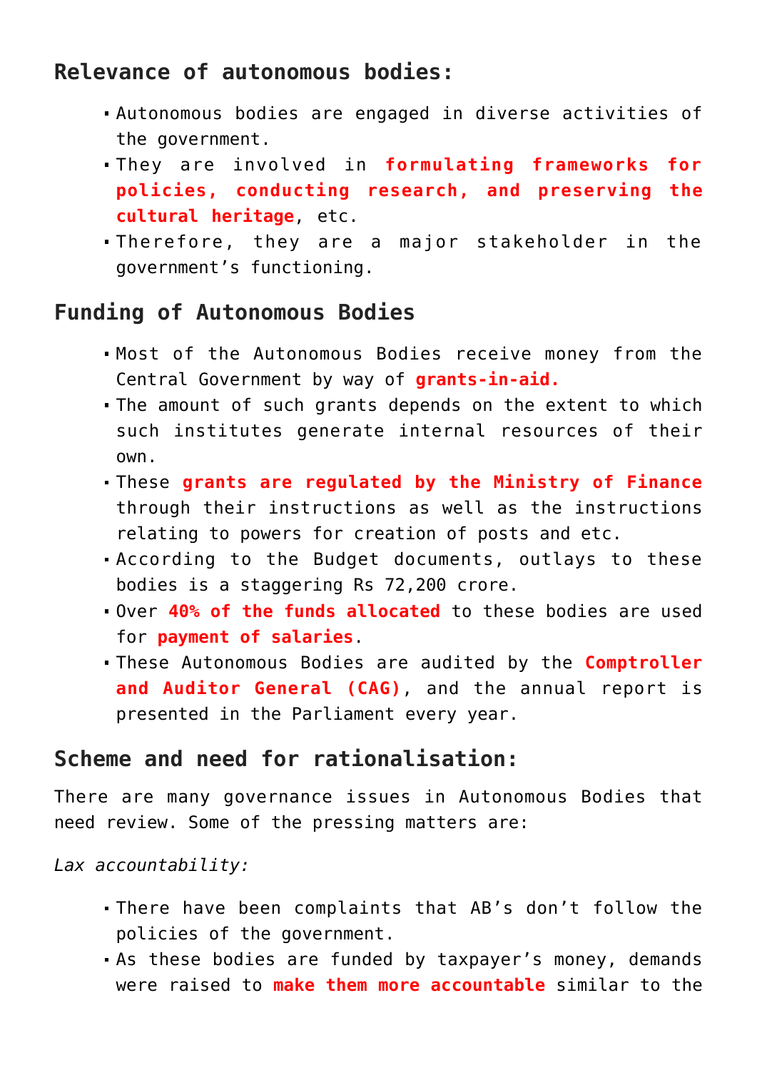## Relevance of autonomous bodies:

- Autonomous bodies are engaged in diverse activities of the government.
- They are involved in **formulating frameworks for policies, conducting research, and preserving the cultural heritage**, etc.
- Therefore, they are a major stakeholder in the government's functioning.

## Funding of Autonomous Bodies

- Most of the Autonomous Bodies receive money from the Central Government by way of **grants-in-aid.**
- The amount of such grants depends on the extent to which such institutes generate internal resources of their own.
- These **grants are regulated by the Ministry of Finance** through their instructions as well as the instructions relating to powers for creation of posts and etc.
- According to the Budget documents, outlays to these bodies is a staggering Rs 72,200 crore.
- Over **40% of the funds allocated** to these bodies are used for **payment of salaries**.
- These Autonomous Bodies are audited by the **Comptroller and Auditor General (CAG)**, and the annual report is presented in the Parliament every year.

## Scheme and need for rationalisation:

There are many governance issues in Autonomous Bodies that need review. Some of the pressing matters are:

*Lax accountability:*

- There have been complaints that AB's don't follow the policies of the government.
- As these bodies are funded by taxpayer's money, demands were raised to **make them more accountable** similar to the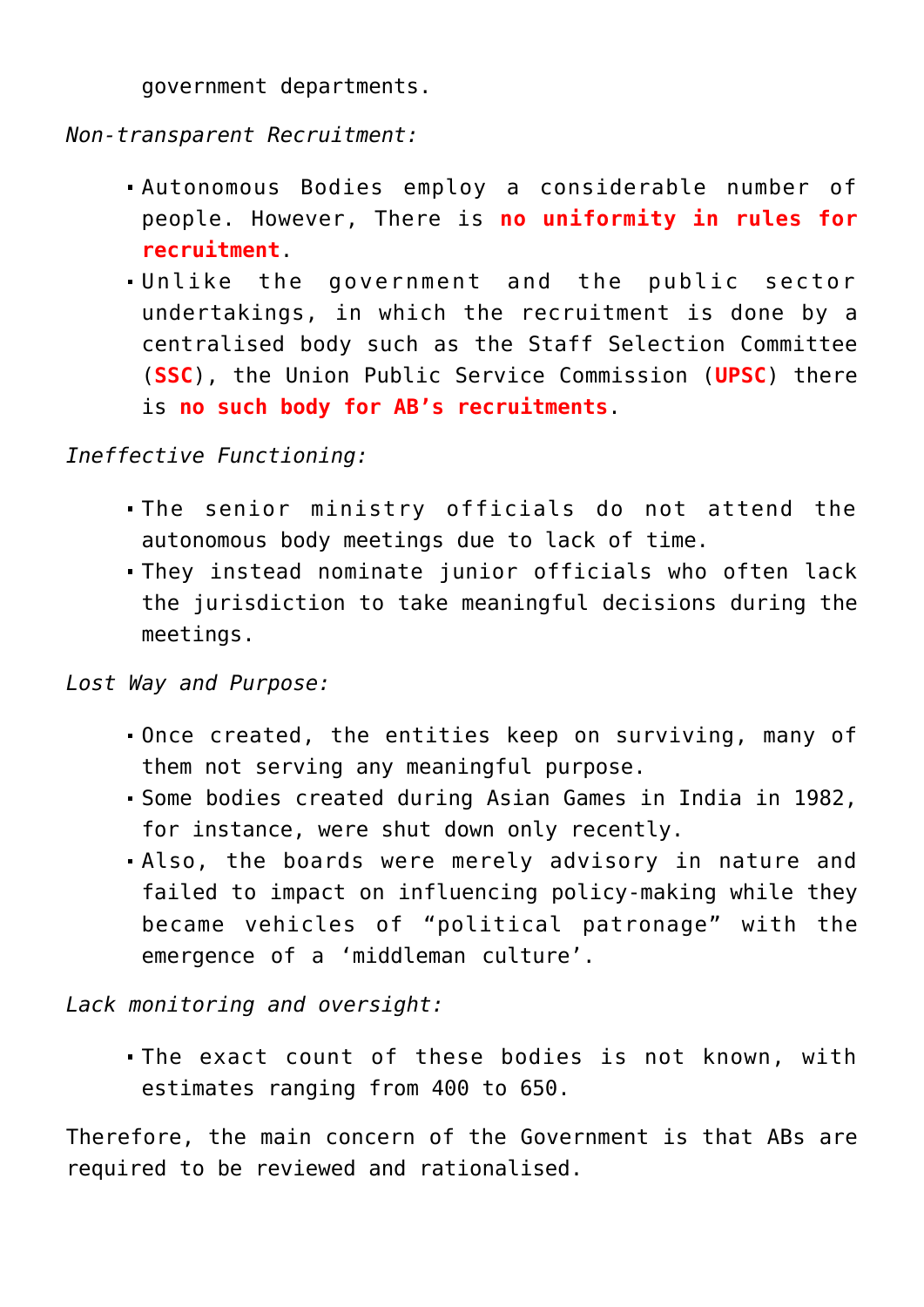government departments.

*Non-transparent Recruitment:*

- Autonomous Bodies employ a considerable number of people. However, There is **no uniformity in rules for recruitment**.
- Unlike the government and the public sector undertakings, in which the recruitment is done by a centralised body such as the Staff Selection Committee (**SSC**), the Union Public Service Commission (**UPSC**) there is **no such body for AB's recruitments**.

*Ineffective Functioning:*

- The senior ministry officials do not attend the autonomous body meetings due to lack of time.
- They instead nominate junior officials who often lack the jurisdiction to take meaningful decisions during the meetings.

*Lost Way and Purpose:*

- Once created, the entities keep on surviving, many of them not serving any meaningful purpose.
- Some bodies created during Asian Games in India in 1982, for instance, were shut down only recently.
- Also, the boards were merely advisory in nature and failed to impact on influencing policy-making while they became vehicles of "political patronage" with the emergence of a 'middleman culture'.

*Lack monitoring and oversight:*

- The exact count of these bodies is not known, with estimates ranging from 400 to 650.

Therefore, the main concern of the Government is that ABs are required to be reviewed and rationalised.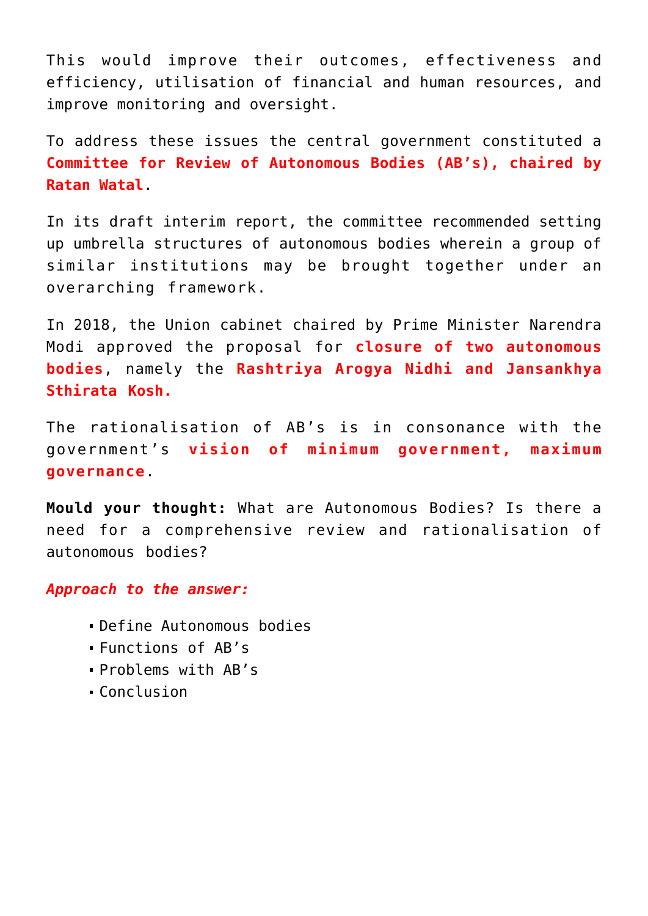This would improve their outcomes, effectiveness and efficiency, utilisation of financial and human resources, and improve monitoring and oversight.

To address these issues the central government constituted a **Committee for Review of Autonomous Bodies (AB's), chaired by Ratan Watal**.

In its draft interim report, the committee recommended setting up umbrella structures of autonomous bodies wherein a group of similar institutions may be brought together under an overarching framework.

In 2018, the Union cabinet chaired by Prime Minister Narendra Modi approved the proposal for **closure of two autonomous bodies**, namely the **Rashtriya Arogya Nidhi and Jansankhya Sthirata Kosh.**

The rationalisation of AB's is in consonance with the government's **vision of minimum government, maximum governance**.

**Mould your thought:** What are Autonomous Bodies? Is there a need for a comprehensive review and rationalisation of autonomous bodies?

***Approach to the answer:***

- Define Autonomous bodies
- Functions of AB's
- Problems with AB's
- Conclusion